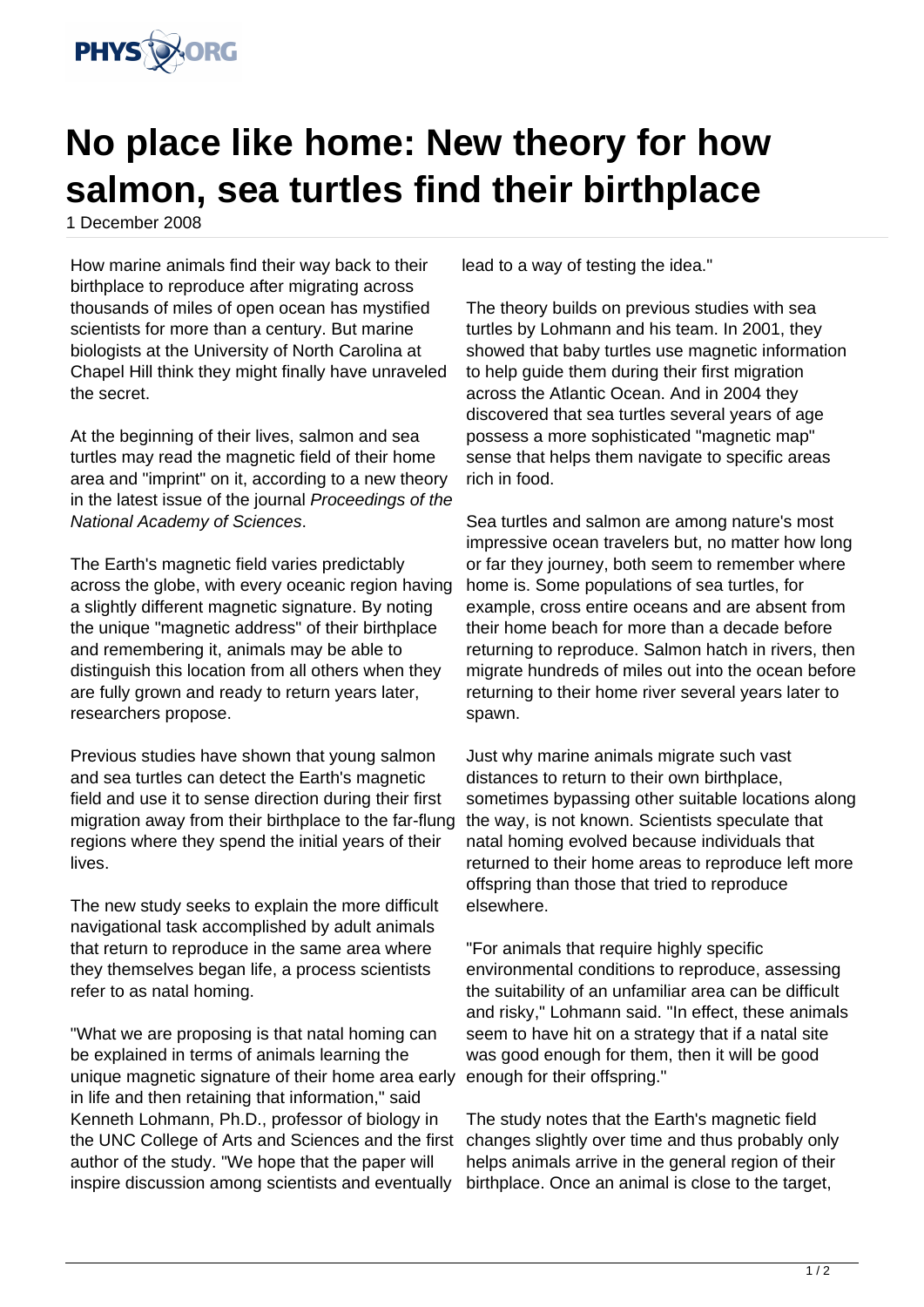# No place like home: New theory for how salmon, sea turtles find their birthplace

1 December 2008

How marine animals find their way back to their birthplace to reproduce after migrating across thousands of miles of open ocean has mystified scientists for more than a century. But marine biologists at the University of North Carolina at Chapel Hill think they might finally have unraveled the secret.

At the beginning of their lives, salmon and sea turtles may read the magnetic field of their home area and "imprint" on it, according to a new theory in the latest issue of the journal *Proceedings of the National Academy of Sciences*.

The Earth's magnetic field varies predictably across the globe, with every oceanic region having a slightly different magnetic signature. By noting the unique "magnetic address" of their birthplace and remembering it, animals may be able to distinguish this location from all others when they are fully grown and ready to return years later, researchers propose.

Previous studies have shown that young salmon and sea turtles can detect the Earth's magnetic field and use it to sense direction during their first migration away from their birthplace to the far-flung regions where they spend the initial years of their lives.

The new study seeks to explain the more difficult navigational task accomplished by adult animals that return to reproduce in the same area where they themselves began life, a process scientists refer to as natal homing.

"What we are proposing is that natal homing can be explained in terms of animals learning the unique magnetic signature of their home area early in life and then retaining that information," said Kenneth Lohmann, Ph.D., professor of biology in the UNC College of Arts and Sciences and the first author of the study. "We hope that the paper will inspire discussion among scientists and eventually lead to a way of testing the idea."

The theory builds on previous studies with sea turtles by Lohmann and his team. In 2001, they showed that baby turtles use magnetic information to help guide them during their first migration across the Atlantic Ocean. And in 2004 they discovered that sea turtles several years of age possess a more sophisticated "magnetic map" sense that helps them navigate to specific areas rich in food.

Sea turtles and salmon are among nature's most impressive ocean travelers but, no matter how long or far they journey, both seem to remember where home is. Some populations of sea turtles, for example, cross entire oceans and are absent from their home beach for more than a decade before returning to reproduce. Salmon hatch in rivers, then migrate hundreds of miles out into the ocean before returning to their home river several years later to spawn.

Just why marine animals migrate such vast distances to return to their own birthplace, sometimes bypassing other suitable locations along the way, is not known. Scientists speculate that natal homing evolved because individuals that returned to their home areas to reproduce left more offspring than those that tried to reproduce elsewhere.

"For animals that require highly specific environmental conditions to reproduce, assessing the suitability of an unfamiliar area can be difficult and risky," Lohmann said. "In effect, these animals seem to have hit on a strategy that if a natal site was good enough for them, then it will be good enough for their offspring."

The study notes that the Earth's magnetic field changes slightly over time and thus probably only helps animals arrive in the general region of their birthplace. Once an animal is close to the target,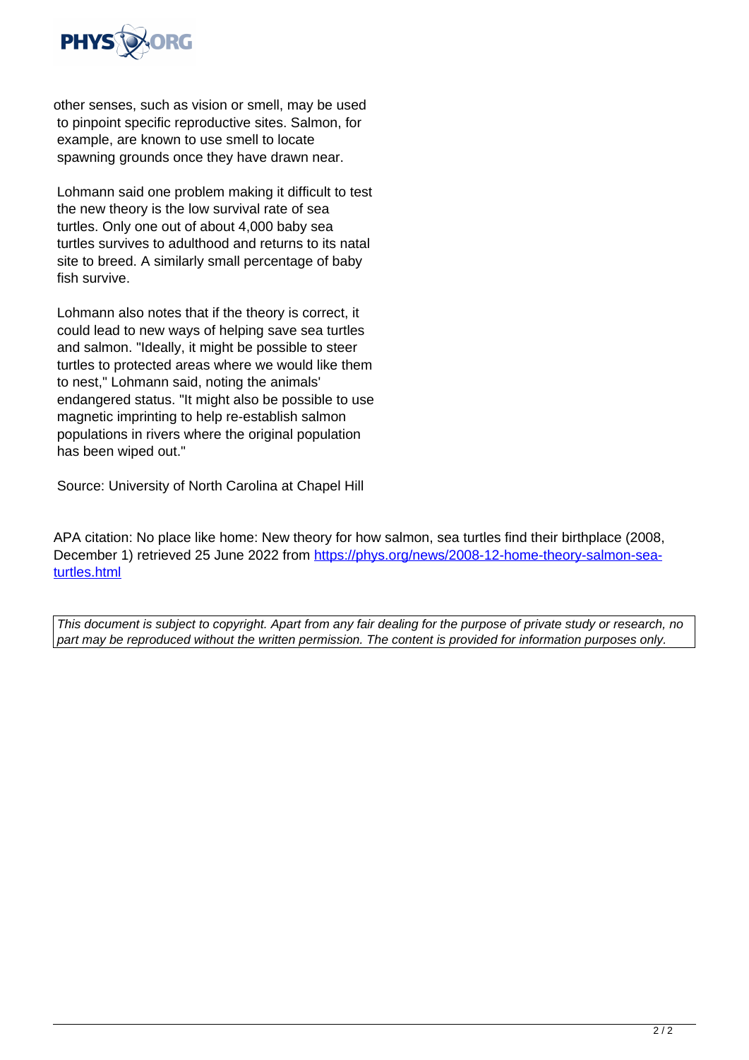other senses, such as vision or smell, may be used to pinpoint specific reproductive sites. Salmon, for example, are known to use smell to locate spawning grounds once they have drawn near.

Lohmann said one problem making it difficult to test the new theory is the low survival rate of sea turtles. Only one out of about 4,000 baby sea turtles survives to adulthood and returns to its natal site to breed. A similarly small percentage of baby fish survive.

Lohmann also notes that if the theory is correct, it could lead to new ways of helping save sea turtles and salmon. "Ideally, it might be possible to steer turtles to protected areas where we would like them to nest," Lohmann said, noting the animals' endangered status. "It might also be possible to use magnetic imprinting to help re-establish salmon populations in rivers where the original population has been wiped out."

Source: University of North Carolina at Chapel Hill

APA citation: No place like home: New theory for how salmon, sea turtles find their birthplace (2008, December 1) retrieved 25 June 2022 from https://phys.org/news/2008-12-home-theory-salmon-sea-turtles.html

*This document is subject to copyright. Apart from any fair dealing for the purpose of private study or research, no part may be reproduced without the written permission. The content is provided for information purposes only.*